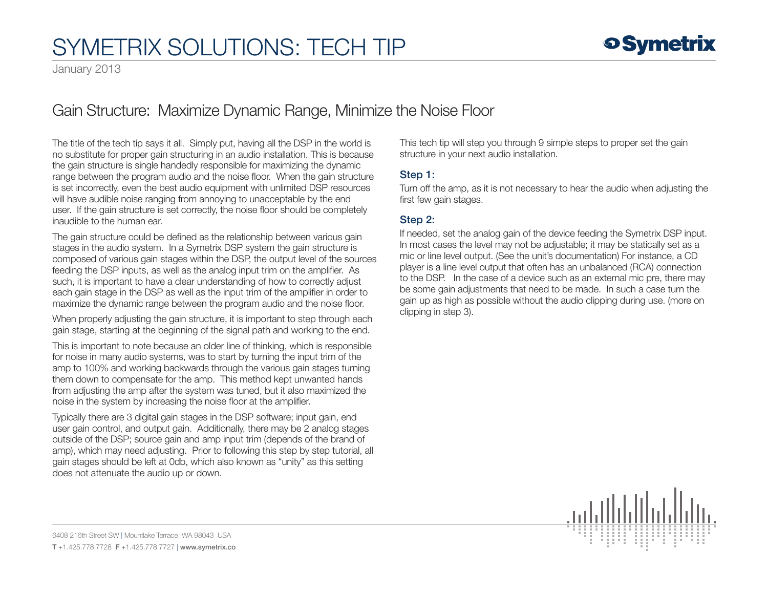# SYMETRIX SOLUTIONS: TECH TIP

January 2013

## Gain Structure: Maximize Dynamic Range, Minimize the Noise Floor

The title of the tech tip says it all. Simply put, having all the DSP in the world is no substitute for proper gain structuring in an audio installation. This is because the gain structure is single handedly responsible for maximizing the dynamic range between the program audio and the noise floor. When the gain structure is set incorrectly, even the best audio equipment with unlimited DSP resources will have audible noise ranging from annoying to unacceptable by the end user. If the gain structure is set correctly, the noise floor should be completely inaudible to the human ear.

The gain structure could be defined as the relationship between various gain stages in the audio system. In a Symetrix DSP system the gain structure is composed of various gain stages within the DSP, the output level of the sources feeding the DSP inputs, as well as the analog input trim on the amplifier. As such, it is important to have a clear understanding of how to correctly adjust each gain stage in the DSP as well as the input trim of the amplifier in order to maximize the dynamic range between the program audio and the noise floor.

When properly adjusting the gain structure, it is important to step through each gain stage, starting at the beginning of the signal path and working to the end.

This is important to note because an older line of thinking, which is responsible for noise in many audio systems, was to start by turning the input trim of the amp to 100% and working backwards through the various gain stages turning them down to compensate for the amp. This method kept unwanted hands from adjusting the amp after the system was tuned, but it also maximized the noise in the system by increasing the noise floor at the amplifier.

Typically there are 3 digital gain stages in the DSP software; input gain, end user gain control, and output gain. Additionally, there may be 2 analog stages outside of the DSP; source gain and amp input trim (depends of the brand of amp), which may need adjusting. Prior to following this step by step tutorial, all gain stages should be left at 0db, which also known as "unity" as this setting does not attenuate the audio up or down.

This tech tip will step you through 9 simple steps to proper set the gain structure in your next audio installation.

### Step 1:

Turn off the amp, as it is not necessary to hear the audio when adjusting the first few gain stages.

### Step 2:

If needed, set the analog gain of the device feeding the Symetrix DSP input. In most cases the level may not be adjustable; it may be statically set as a mic or line level output. (See the unit's documentation) For instance, a CD player is a line level output that often has an unbalanced (RCA) connection to the DSP. In the case of a device such as an external mic pre, there may be some gain adjustments that need to be made. In such a case turn the gain up as high as possible without the audio clipping during use. (more on clipping in step 3).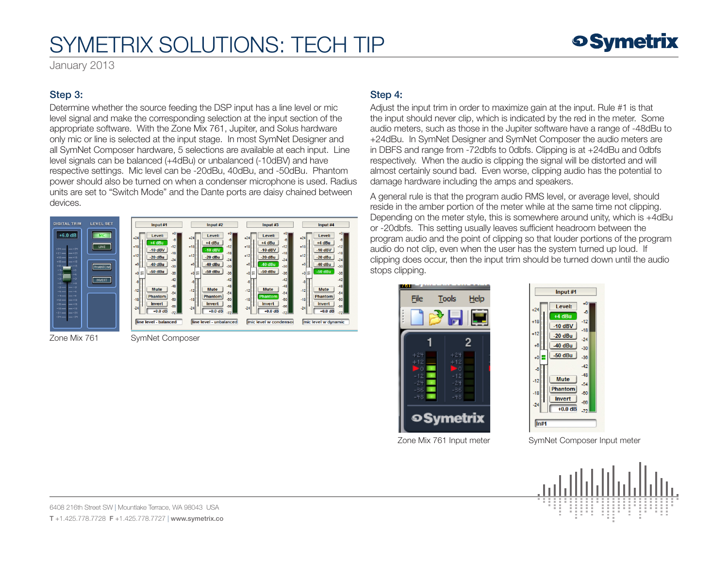## Step 3:

Determine whether the source feeding the DSP input has a line level or mic level signal and make the corresponding selection at the input section of the appropriate software. With the Zone Mix 761, Jupiter, and Solus hardware only mic or line is selected at the input stage. In most SymNet Designer and all SymNet Composer hardware, 5 selections are available at each input. Line level signals can be balanced (+4dBu) or unbalanced (-10dBV) and have respective settings. Mic level can be -20dBu, 40dBu, and -50dBu. Phantom power should also be turned on when a condenser microphone is used. Radius units are set to "Switch Mode" and the Dante ports are daisy chained between devices.

Zone Mix 761

SymNet Composer

## Step 4:

Adjust the input trim in order to maximize gain at the input. Rule #1 is that the input should never clip, which is indicated by the red in the meter. Some audio meters, such as those in the Jupiter software have a range of -48dBu to +24dBu. In SymNet Designer and SymNet Composer the audio meters are in DBFS and range from -72dbfs to 0dbfs. Clipping is at +24dBu and 0dbfs respectively. When the audio is clipping the signal will be distorted and will almost certainly sound bad. Even worse, clipping audio has the potential to damage hardware including the amps and speakers.

A general rule is that the program audio RMS level, or average level, should reside in the amber portion of the meter while at the same time not clipping. Depending on the meter style, this is somewhere around unity, which is +4dBu or -20dbfs. This setting usually leaves sufficient headroom between the program audio and the point of clipping so that louder portions of the program audio do not clip, even when the user has the system turned up loud. If clipping does occur, then the input trim should be turned down until the audio stops clipping.

Zone Mix 761 Input meter

SymNet Composer Input meter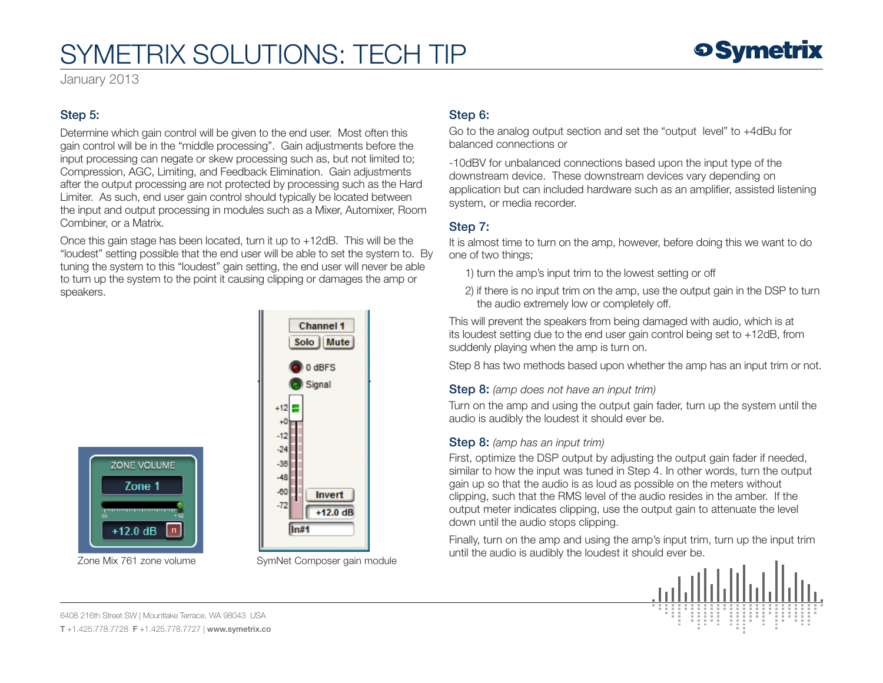## Step 5:

Determine which gain control will be given to the end user. Most often this gain control will be in the "middle processing". Gain adjustments before the input processing can negate or skew processing such as, but not limited to; Compression, AGC, Limiting, and Feedback Elimination. Gain adjustments after the output processing are not protected by processing such as the Hard Limiter. As such, end user gain control should typically be located between the input and output processing in modules such as a Mixer, Automixer, Room Combiner, or a Matrix.

Once this gain stage has been located, turn it up to +12dB. This will be the "loudest" setting possible that the end user will be able to set the system to. By tuning the system to this "loudest" gain setting, the end user will never be able to turn up the system to the point it causing clipping or damages the amp or speakers.

Zone Mix 761 zone volume

SymNet Composer gain module

## Step 6:

Go to the analog output section and set the "output level" to +4dBu for balanced connections or

-10dBV for unbalanced connections based upon the input type of the downstream device. These downstream devices vary depending on application but can included hardware such as an amplifier, assisted listening system, or media recorder.

## Step 7:

It is almost time to turn on the amp, however, before doing this we want to do one of two things;

1) turn the amp's input trim to the lowest setting or off

2) if there is no input trim on the amp, use the output gain in the DSP to turn the audio extremely low or completely off.

This will prevent the speakers from being damaged with audio, which is at its loudest setting due to the end user gain control being set to +12dB, from suddenly playing when the amp is turn on.

Step 8 has two methods based upon whether the amp has an input trim or not.

## Step 8: *(amp does not have an input trim)*

Turn on the amp and using the output gain fader, turn up the system until the audio is audibly the loudest it should ever be.

## Step 8: *(amp has an input trim)*

First, optimize the DSP output by adjusting the output gain fader if needed, similar to how the input was tuned in Step 4. In other words, turn the output gain up so that the audio is as loud as possible on the meters without clipping, such that the RMS level of the audio resides in the amber. If the output meter indicates clipping, use the output gain to attenuate the level down until the audio stops clipping.

Finally, turn on the amp and using the amp's input trim, turn up the input trim until the audio is audibly the loudest it should ever be.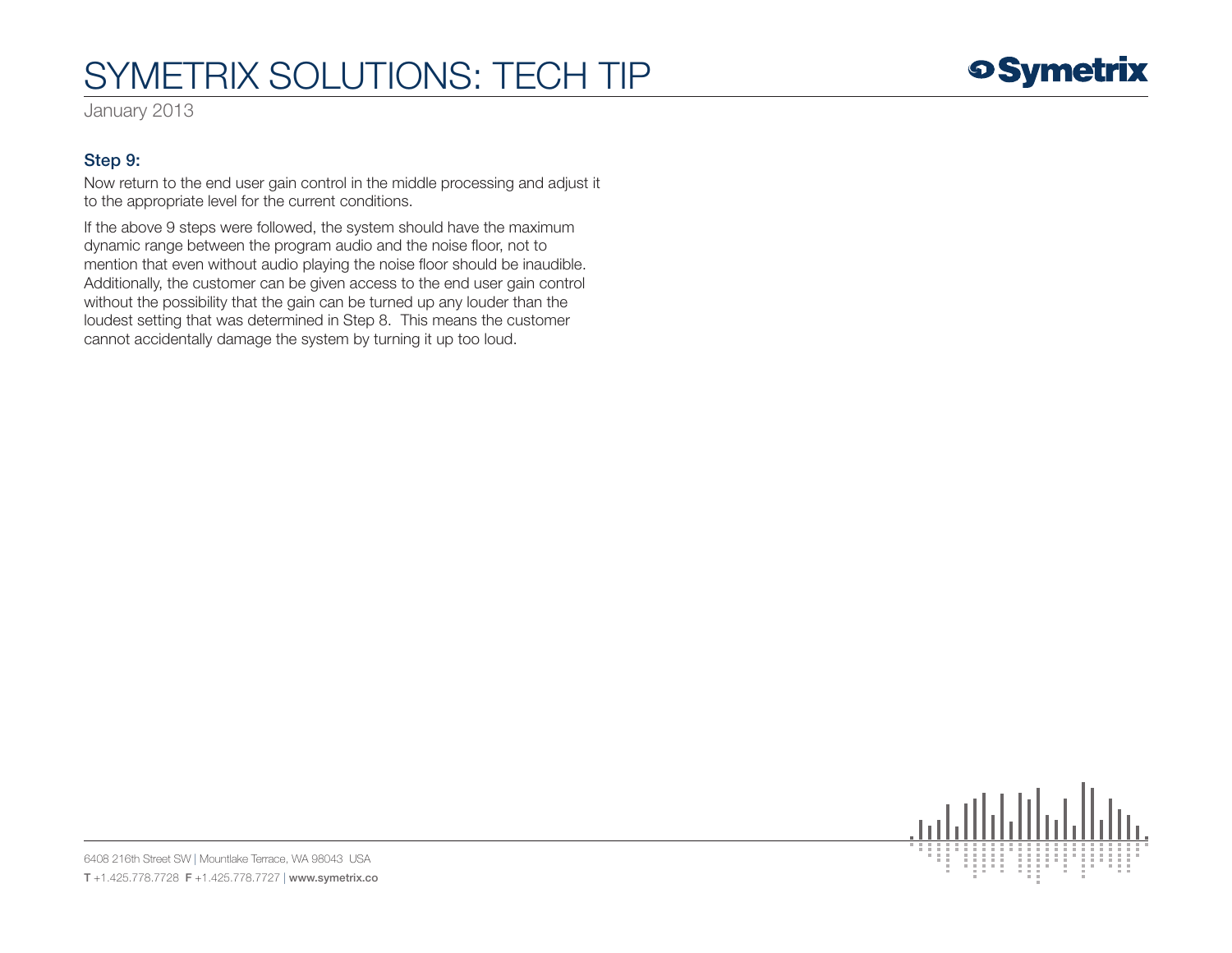### Step 9:

Now return to the end user gain control in the middle processing and adjust it to the appropriate level for the current conditions.

If the above 9 steps were followed, the system should have the maximum dynamic range between the program audio and the noise floor, not to mention that even without audio playing the noise floor should be inaudible. Additionally, the customer can be given access to the end user gain control without the possibility that the gain can be turned up any louder than the loudest setting that was determined in Step 8. This means the customer cannot accidentally damage the system by turning it up too loud.